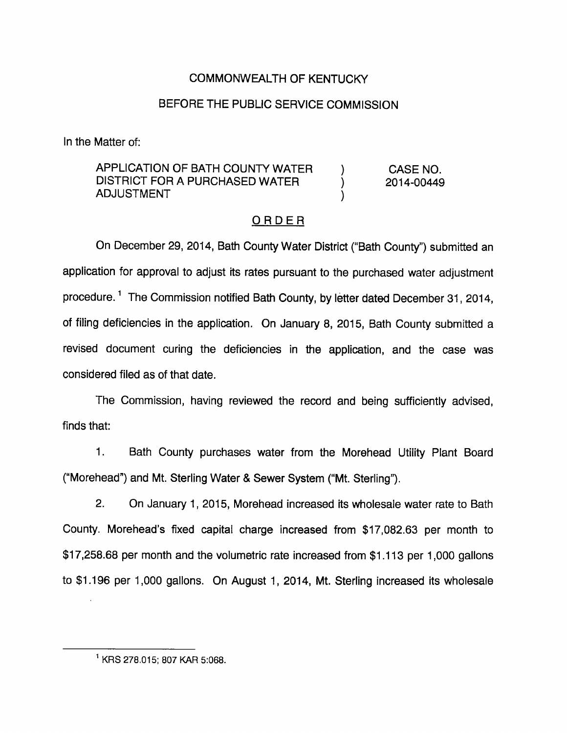COMMONWEALTH OF KENTUCKY

BEFORE THE PUBLIC SERVICE COMMISSION

In the Matter of:

| | | |
|---|---|---|
| APPLICATION OF BATH COUNTY WATER DISTRICT FOR A PURCHASED WATER ADJUSTMENT | ) ) ) | CASE NO. 2014-00449 |

ORDER

On December 29, 2014, Bath County Water District ("Bath County") submitted an application for approval to adjust its rates pursuant to the purchased water adjustment procedure.[1] The Commission notified Bath County, by letter dated December 31, 2014, of filing deficiencies in the application. On January 8, 2015, Bath County submitted a revised document curing the deficiencies in the application, and the case was considered filed as of that date.

The Commission, having reviewed the record and being sufficiently advised, finds that:

1. Bath County purchases water from the Morehead Utility Plant Board ("Morehead") and Mt. Sterling Water & Sewer System ("Mt. Sterling").

2. On January 1, 2015, Morehead increased its wholesale water rate to Bath County. Morehead's fixed capital charge increased from $17,082.63 per month to $17,258.68 per month and the volumetric rate increased from $1.113 per 1,000 gallons to $1.196 per 1,000 gallons. On August 1, 2014, Mt. Sterling increased its wholesale

[1] KRS 278.015; 807 KAR 5:068.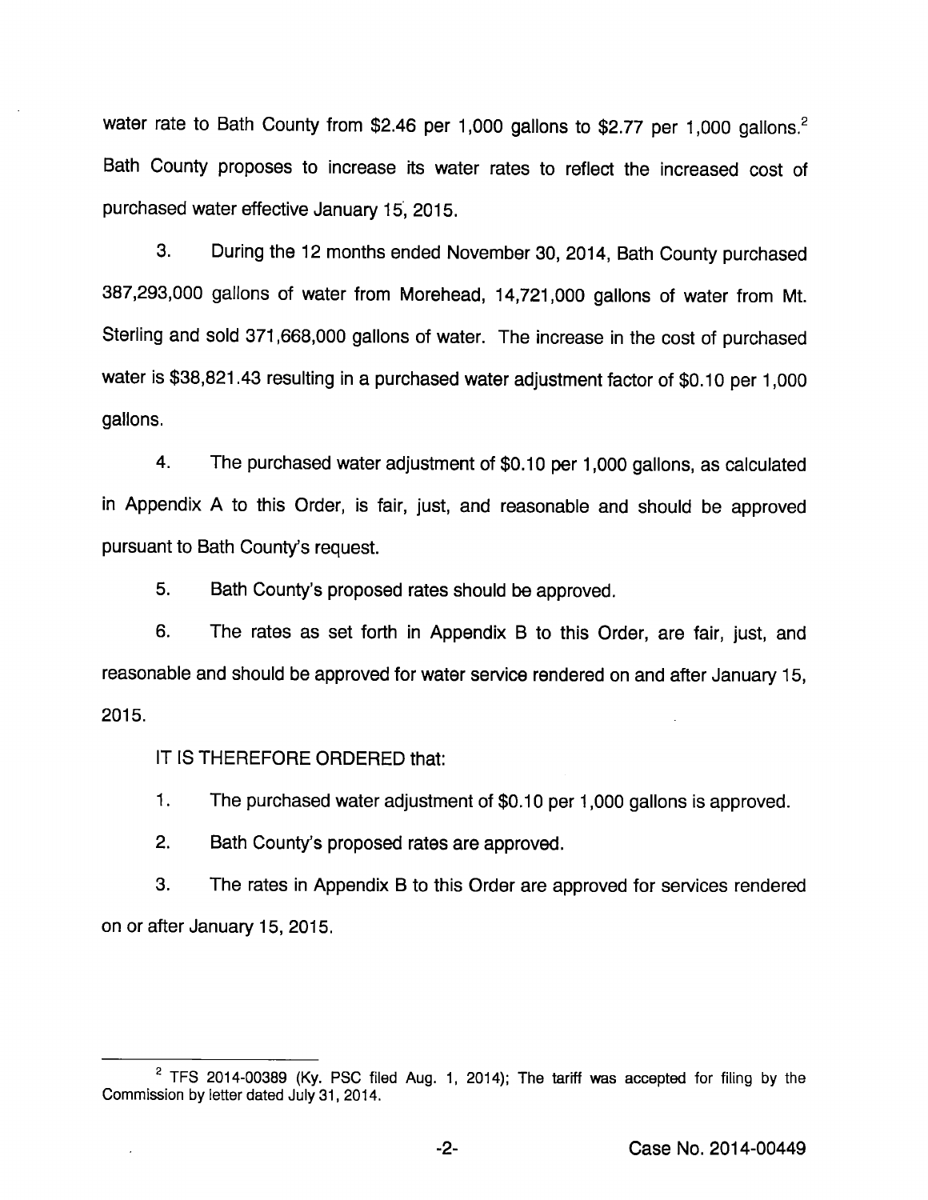water rate to Bath County from $2.46 per 1,000 gallons to $2.77 per 1,000 gallons.[2] Bath County proposes to increase its water rates to reflect the increased cost of purchased water effective January 15, 2015.

3. During the 12 months ended November 30, 2014, Bath County purchased 387,293,000 gallons of water from Morehead, 14,721,000 gallons of water from Mt. Sterling and sold 371,668,000 gallons of water. The increase in the cost of purchased water is $38,821.43 resulting in a purchased water adjustment factor of $0.10 per 1,000 gallons.

4. The purchased water adjustment of $0.10 per 1,000 gallons, as calculated in Appendix A to this Order, is fair, just, and reasonable and should be approved pursuant to Bath County's request.

5. Bath County's proposed rates should be approved.

6. The rates as set forth in Appendix B to this Order, are fair, just, and reasonable and should be approved for water service rendered on and after January 15, 2015.

IT IS THEREFORE ORDERED that:

1. The purchased water adjustment of $0.10 per 1,000 gallons is approved.

2. Bath County's proposed rates are approved.

3. The rates in Appendix B to this Order are approved for services rendered on or after January 15, 2015.

---

[2] TFS 2014-00389 (Ky. PSC filed Aug. 1, 2014); The tariff was accepted for filing by the Commission by letter dated July 31, 2014.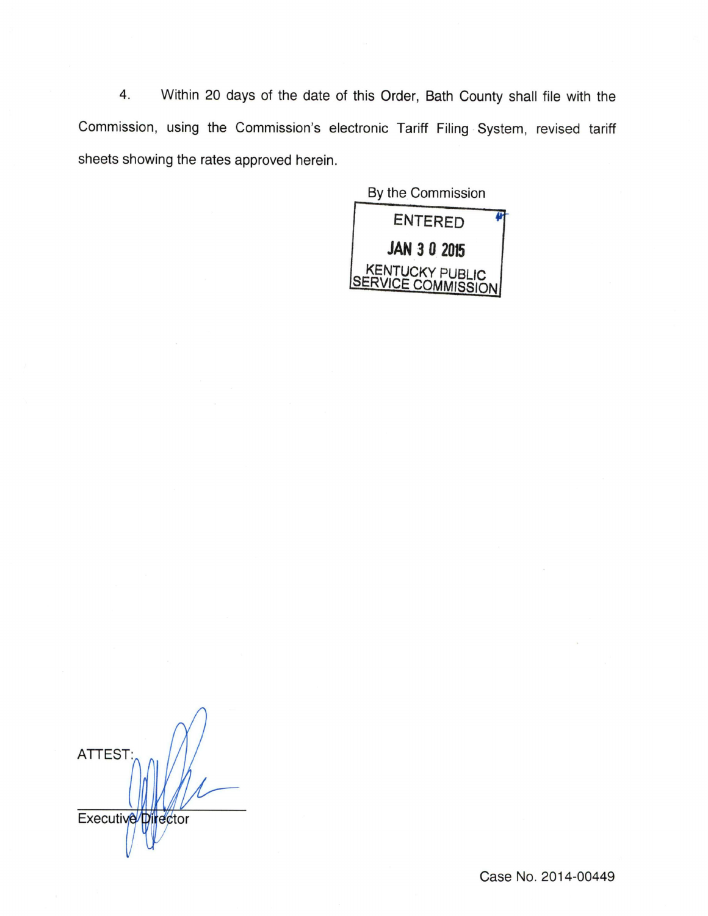4. Within 20 days of the date of this Order, Bath County shall file with the Commission, using the Commission's electronic Tariff Filing System, revised tariff sheets showing the rates approved herein.

By the Commission

ENTERED

JAN 3 0 2015

KENTUCKY PUBLIC SERVICE COMMISSION

ATTEST:

Executive Director

Case No. 2014-00449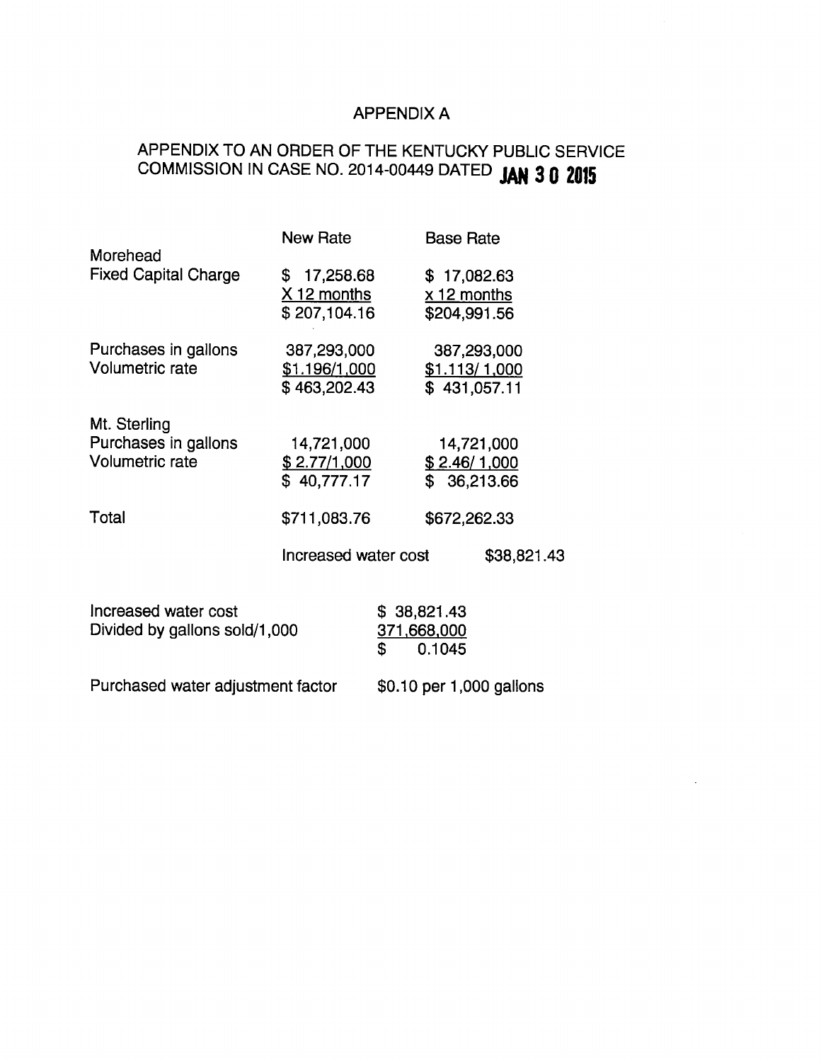# APPENDIX A

## APPENDIX TO AN ORDER OF THE KENTUCKY PUBLIC SERVICE COMMISSION IN CASE NO. 2014-00449 DATED JAN 30 2015

| | New Rate | Base Rate |
|---|---|---|
| Morehead | | |
| Fixed Capital Charge | $ 17,258.68 | $ 17,082.63 |
| | X 12 months | x 12 months |
| | $ 207,104.16 | $204,991.56 |
| Purchases in gallons | 387,293,000 | 387,293,000 |
| Volumetric rate | $1.196/1,000 | $1.113/ 1,000 |
| | $ 463,202.43 | $ 431,057.11 |
| Mt. Sterling | | |
| Purchases in gallons | 14,721,000 | 14,721,000 |
| Volumetric rate | $ 2.77/1,000 | $ 2.46/ 1,000 |
| | $ 40,777.17 | $ 36,213.66 |
| Total | $711,083.76 | $672,262.33 |

Increased water cost $38,821.43

| | |
|---|---|
| Increased water cost | $ 38,821.43 |
| Divided by gallons sold/1,000 | 371,668,000 |
| | $ 0.1045 |

Purchased water adjustment factor $0.10 per 1,000 gallons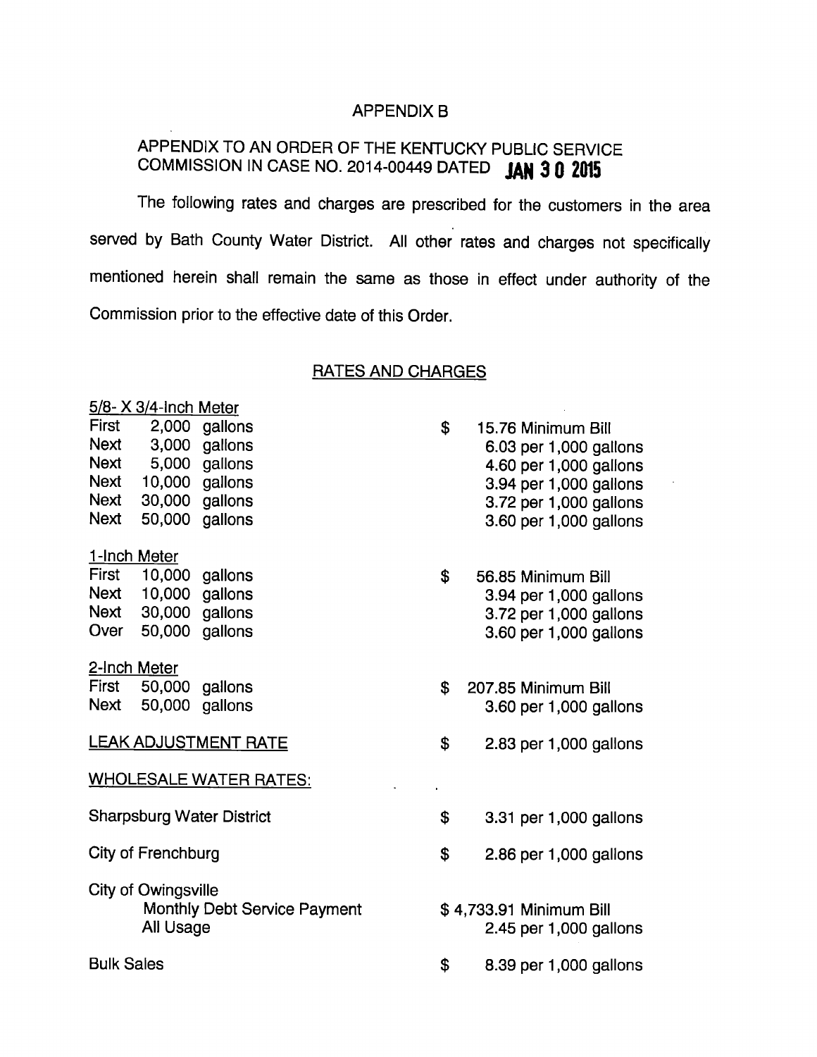# APPENDIX B

## APPENDIX TO AN ORDER OF THE KENTUCKY PUBLIC SERVICE COMMISSION IN CASE NO. 2014-00449 DATED JAN 30 2015

The following rates and charges are prescribed for the customers in the area served by Bath County Water District. All other rates and charges not specifically mentioned herein shall remain the same as those in effect under authority of the Commission prior to the effective date of this Order.

### RATES AND CHARGES

**5/8- X 3/4-Inch Meter**

| | | |
|---|---|---|
| First 2,000 gallons | $ | 15.76 Minimum Bill |
| Next 3,000 gallons | | 6.03 per 1,000 gallons |
| Next 5,000 gallons | | 4.60 per 1,000 gallons |
| Next 10,000 gallons | | 3.94 per 1,000 gallons |
| Next 30,000 gallons | | 3.72 per 1,000 gallons |
| Next 50,000 gallons | | 3.60 per 1,000 gallons |

**1-Inch Meter**

| | | |
|---|---|---|
| First 10,000 gallons | $ | 56.85 Minimum Bill |
| Next 10,000 gallons | | 3.94 per 1,000 gallons |
| Next 30,000 gallons | | 3.72 per 1,000 gallons |
| Over 50,000 gallons | | 3.60 per 1,000 gallons |

**2-Inch Meter**

| | | |
|---|---|---|
| First 50,000 gallons | $ | 207.85 Minimum Bill |
| Next 50,000 gallons | | 3.60 per 1,000 gallons |

| | | |
|---|---|---|
| LEAK ADJUSTMENT RATE | $ | 2.83 per 1,000 gallons |

**WHOLESALE WATER RATES:**

| | | |
|---|---|---|
| Sharpsburg Water District | $ | 3.31 per 1,000 gallons |
| City of Frenchburg | $ | 2.86 per 1,000 gallons |
| City of Owingsville | | |
| Monthly Debt Service Payment | $ | 4,733.91 Minimum Bill |
| All Usage | | 2.45 per 1,000 gallons |
| Bulk Sales | $ | 8.39 per 1,000 gallons |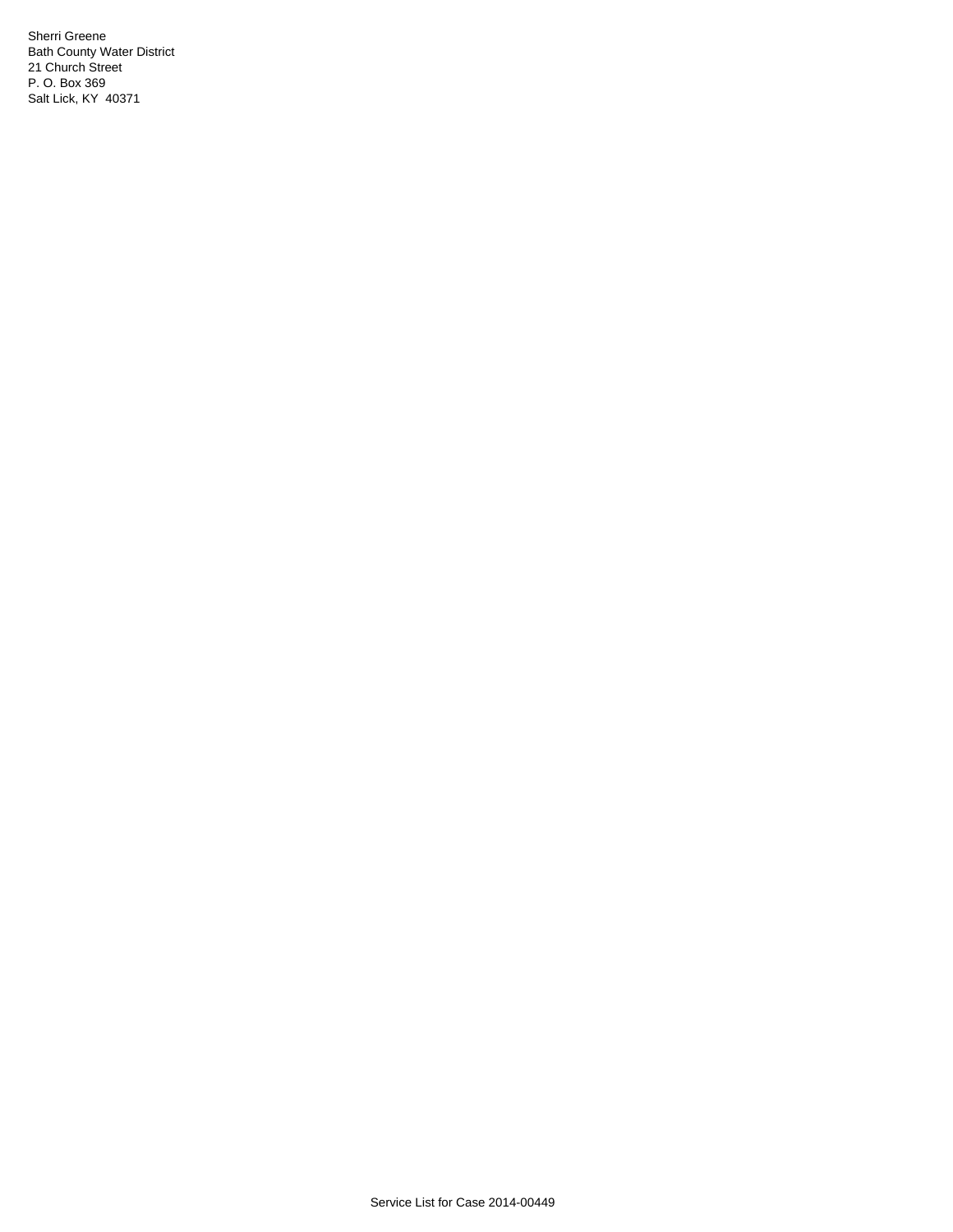Sherri Greene
Bath County Water District
21 Church Street
P. O. Box 369
Salt Lick, KY  40371